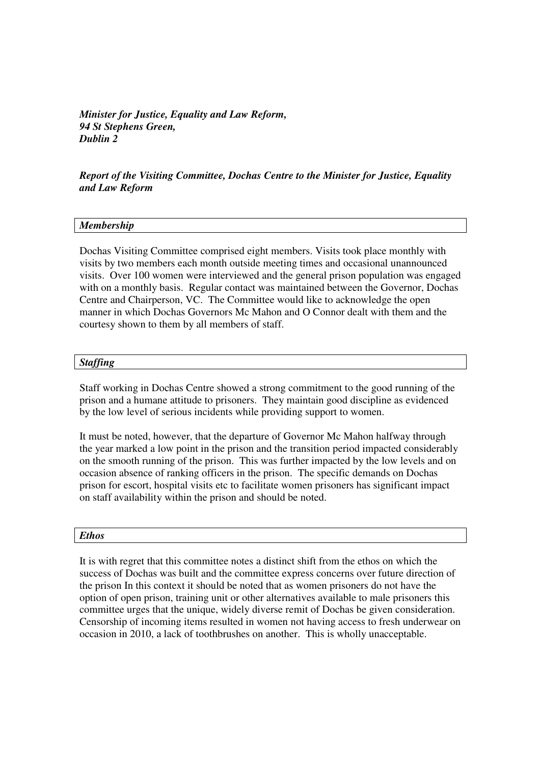***Minister for Justice, Equality and Law Reform,***
***94 St Stephens Green,***
***Dublin 2***

***Report of the Visiting Committee, Dochas Centre to the Minister for Justice, Equality and Law Reform***

## ***Membership***

Dochas Visiting Committee comprised eight members. Visits took place monthly with visits by two members each month outside meeting times and occasional unannounced visits. Over 100 women were interviewed and the general prison population was engaged with on a monthly basis. Regular contact was maintained between the Governor, Dochas Centre and Chairperson, VC. The Committee would like to acknowledge the open manner in which Dochas Governors Mc Mahon and O Connor dealt with them and the courtesy shown to them by all members of staff.

## ***Staffing***

Staff working in Dochas Centre showed a strong commitment to the good running of the prison and a humane attitude to prisoners. They maintain good discipline as evidenced by the low level of serious incidents while providing support to women.

It must be noted, however, that the departure of Governor Mc Mahon halfway through the year marked a low point in the prison and the transition period impacted considerably on the smooth running of the prison. This was further impacted by the low levels and on occasion absence of ranking officers in the prison. The specific demands on Dochas prison for escort, hospital visits etc to facilitate women prisoners has significant impact on staff availability within the prison and should be noted.

## ***Ethos***

It is with regret that this committee notes a distinct shift from the ethos on which the success of Dochas was built and the committee express concerns over future direction of the prison In this context it should be noted that as women prisoners do not have the option of open prison, training unit or other alternatives available to male prisoners this committee urges that the unique, widely diverse remit of Dochas be given consideration. Censorship of incoming items resulted in women not having access to fresh underwear on occasion in 2010, a lack of toothbrushes on another. This is wholly unacceptable.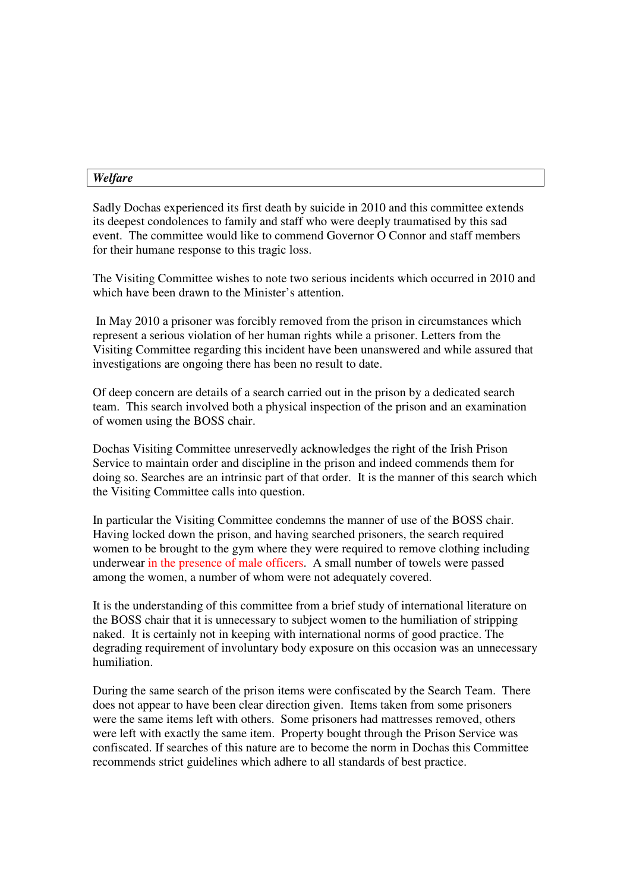### *Welfare*

Sadly Dochas experienced its first death by suicide in 2010 and this committee extends its deepest condolences to family and staff who were deeply traumatised by this sad event. The committee would like to commend Governor O Connor and staff members for their humane response to this tragic loss.

The Visiting Committee wishes to note two serious incidents which occurred in 2010 and which have been drawn to the Minister's attention.

In May 2010 a prisoner was forcibly removed from the prison in circumstances which represent a serious violation of her human rights while a prisoner. Letters from the Visiting Committee regarding this incident have been unanswered and while assured that investigations are ongoing there has been no result to date.

Of deep concern are details of a search carried out in the prison by a dedicated search team. This search involved both a physical inspection of the prison and an examination of women using the BOSS chair.

Dochas Visiting Committee unreservedly acknowledges the right of the Irish Prison Service to maintain order and discipline in the prison and indeed commends them for doing so. Searches are an intrinsic part of that order. It is the manner of this search which the Visiting Committee calls into question.

In particular the Visiting Committee condemns the manner of use of the BOSS chair. Having locked down the prison, and having searched prisoners, the search required women to be brought to the gym where they were required to remove clothing including underwear in the presence of male officers. A small number of towels were passed among the women, a number of whom were not adequately covered.

It is the understanding of this committee from a brief study of international literature on the BOSS chair that it is unnecessary to subject women to the humiliation of stripping naked. It is certainly not in keeping with international norms of good practice. The degrading requirement of involuntary body exposure on this occasion was an unnecessary humiliation.

During the same search of the prison items were confiscated by the Search Team. There does not appear to have been clear direction given. Items taken from some prisoners were the same items left with others. Some prisoners had mattresses removed, others were left with exactly the same item. Property bought through the Prison Service was confiscated. If searches of this nature are to become the norm in Dochas this Committee recommends strict guidelines which adhere to all standards of best practice.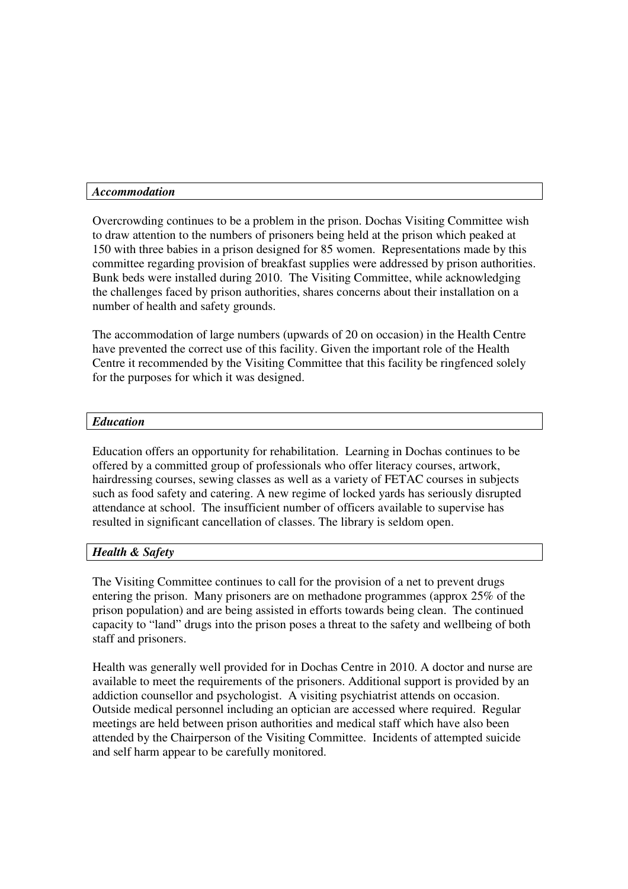### *Accommodation*

Overcrowding continues to be a problem in the prison. Dochas Visiting Committee wish to draw attention to the numbers of prisoners being held at the prison which peaked at 150 with three babies in a prison designed for 85 women. Representations made by this committee regarding provision of breakfast supplies were addressed by prison authorities. Bunk beds were installed during 2010. The Visiting Committee, while acknowledging the challenges faced by prison authorities, shares concerns about their installation on a number of health and safety grounds.

The accommodation of large numbers (upwards of 20 on occasion) in the Health Centre have prevented the correct use of this facility. Given the important role of the Health Centre it recommended by the Visiting Committee that this facility be ringfenced solely for the purposes for which it was designed.

### *Education*

Education offers an opportunity for rehabilitation. Learning in Dochas continues to be offered by a committed group of professionals who offer literacy courses, artwork, hairdressing courses, sewing classes as well as a variety of FETAC courses in subjects such as food safety and catering. A new regime of locked yards has seriously disrupted attendance at school. The insufficient number of officers available to supervise has resulted in significant cancellation of classes. The library is seldom open.

### *Health & Safety*

The Visiting Committee continues to call for the provision of a net to prevent drugs entering the prison. Many prisoners are on methadone programmes (approx 25% of the prison population) and are being assisted in efforts towards being clean. The continued capacity to "land" drugs into the prison poses a threat to the safety and wellbeing of both staff and prisoners.

Health was generally well provided for in Dochas Centre in 2010. A doctor and nurse are available to meet the requirements of the prisoners. Additional support is provided by an addiction counsellor and psychologist. A visiting psychiatrist attends on occasion. Outside medical personnel including an optician are accessed where required. Regular meetings are held between prison authorities and medical staff which have also been attended by the Chairperson of the Visiting Committee. Incidents of attempted suicide and self harm appear to be carefully monitored.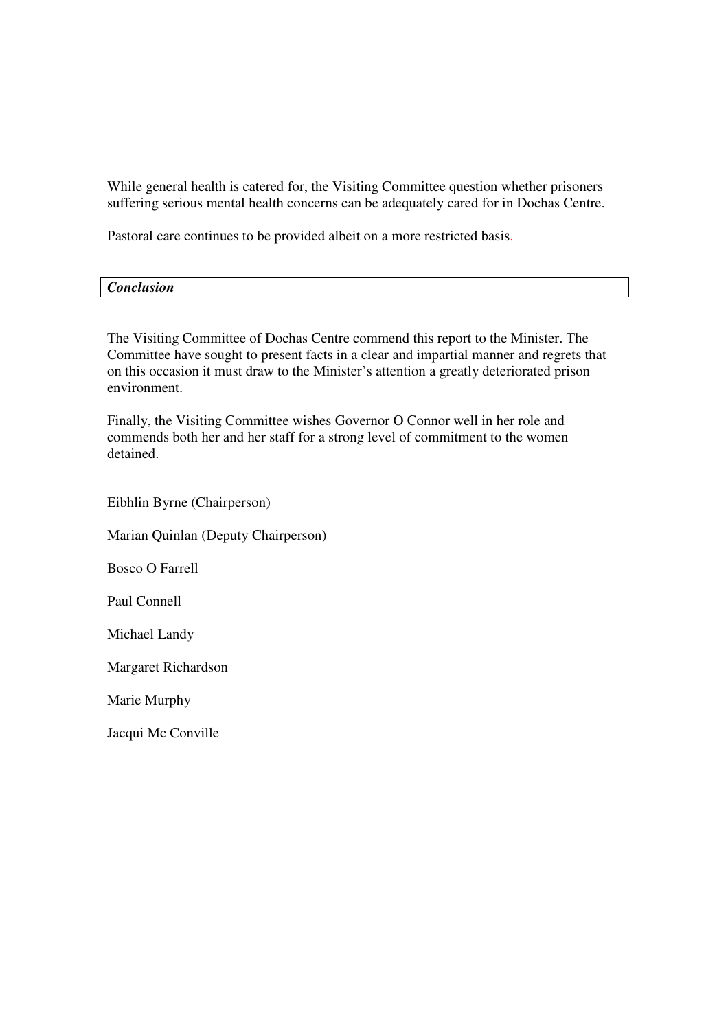While general health is catered for, the Visiting Committee question whether prisoners suffering serious mental health concerns can be adequately cared for in Dochas Centre.

Pastoral care continues to be provided albeit on a more restricted basis.

## *Conclusion*

The Visiting Committee of Dochas Centre commend this report to the Minister. The Committee have sought to present facts in a clear and impartial manner and regrets that on this occasion it must draw to the Minister's attention a greatly deteriorated prison environment.

Finally, the Visiting Committee wishes Governor O Connor well in her role and commends both her and her staff for a strong level of commitment to the women detained.

Eibhlin Byrne (Chairperson)

Marian Quinlan (Deputy Chairperson)

Bosco O Farrell

Paul Connell

Michael Landy

Margaret Richardson

Marie Murphy

Jacqui Mc Conville